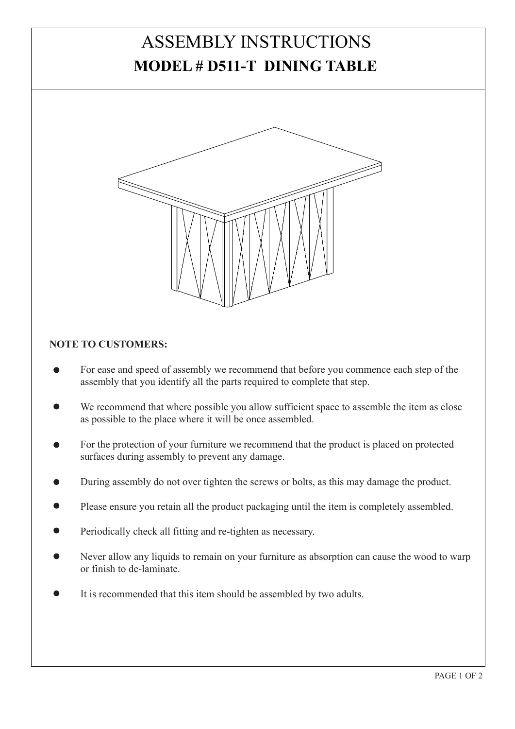# ASSEMBLY INSTRUCTIONS

## MODEL # D511-T DINING TABLE

**NOTE TO CUSTOMERS:**

- For ease and speed of assembly we recommend that before you commence each step of the assembly that you identify all the parts required to complete that step.
- We recommend that where possible you allow sufficient space to assemble the item as close as possible to the place where it will be once assembled.
- For the protection of your furniture we recommend that the product is placed on protected surfaces during assembly to prevent any damage.
- During assembly do not over tighten the screws or bolts, as this may damage the product.
- Please ensure you retain all the product packaging until the item is completely assembled.
- Periodically check all fitting and re-tighten as necessary.
- Never allow any liquids to remain on your furniture as absorption can cause the wood to warp or finish to de-laminate.
- It is recommended that this item should be assembled by two adults.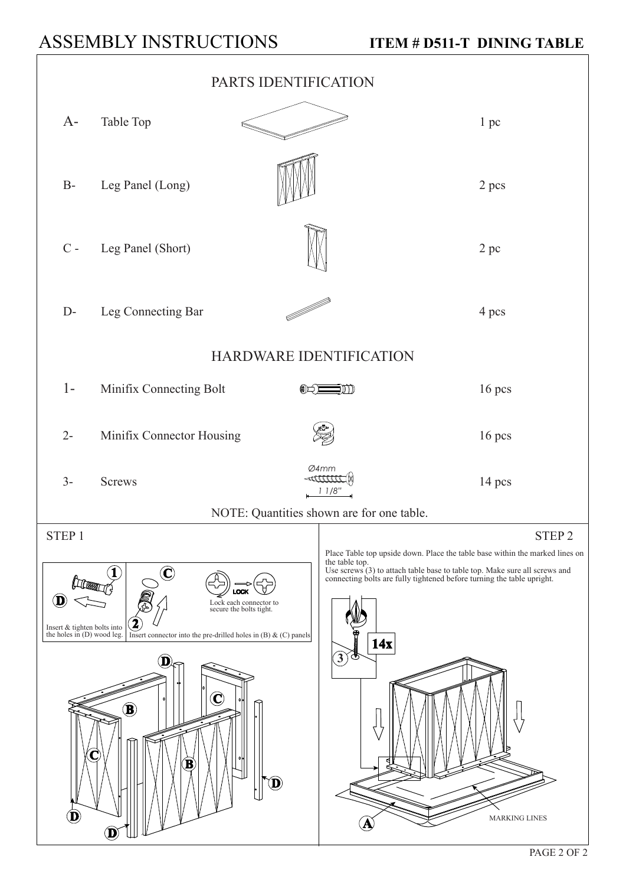# ASSEMBLY INSTRUCTIONS

## ITEM # D511-T DINING TABLE

### PARTS IDENTIFICATION

| | | |
|---|---|---|
| A- | Table Top | 1 pc |
| B- | Leg Panel (Long) | 2 pcs |
| C - | Leg Panel (Short) | 2 pc |
| D- | Leg Connecting Bar | 4 pcs |

### HARDWARE IDENTIFICATION

| | | | |
|---|---|---|---|
| 1- | Minifix Connecting Bolt | | 16 pcs |
| 2- | Minifix Connector Housing | | 16 pcs |
| 3- | Screws | Ø4mm, 1 1/8" | 14 pcs |

NOTE: Quantities shown are for one table.

### STEP 1

1 — D

Insert & tighten bolts into the holes in (D) wood leg.

C — 2

LOCK

Lock each connector to secure the bolts tight.

Insert connector into the pre-drilled holes in (B) & (C) panels

D, B, C, C, B, D, D, D

### STEP 2

Place Table top upside down. Place the table base within the marked lines on the table top.
Use screws (3) to attach table base to table top. Make sure all screws and connecting bolts are fully tightened before turning the table upright.

3 — 14x

A

MARKING LINES